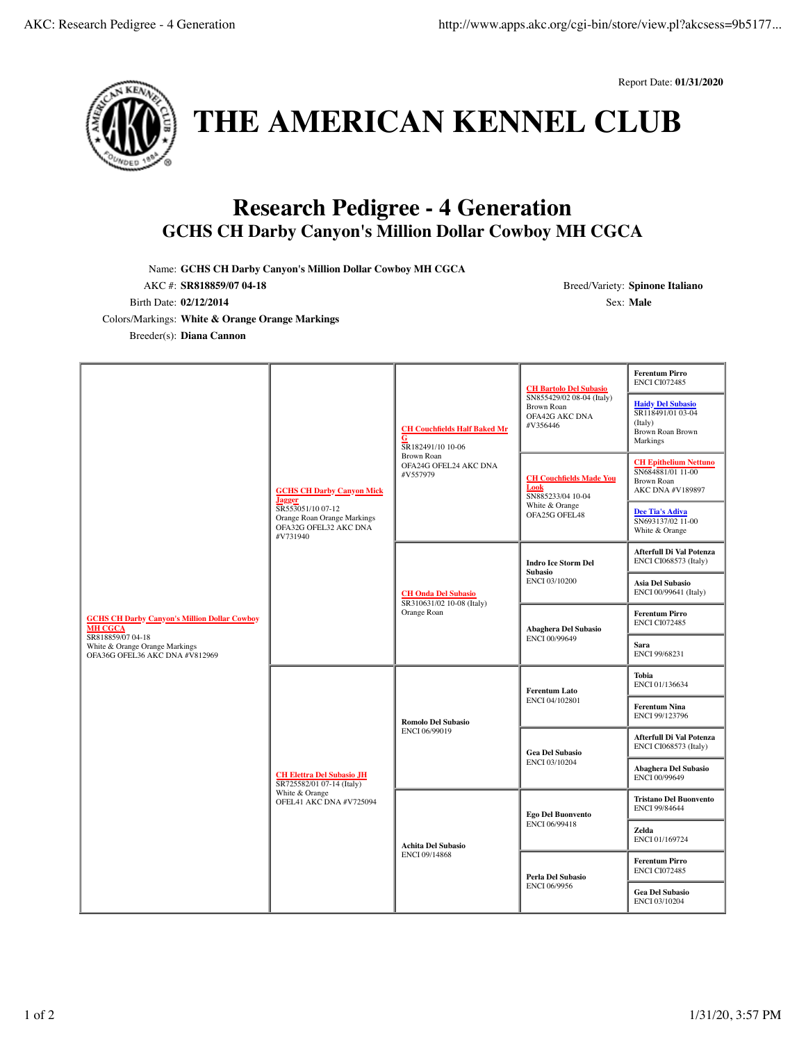Report Date: **01/31/2020**

# THE AMERICAN KENNEL CLUB

## Research Pedigree - 4 Generation

### GCHS CH Darby Canyon's Million Dollar Cowboy MH CGCA

Name: **GCHS CH Darby Canyon's Million Dollar Cowboy MH CGCA**
AKC #: **SR818859/07 04-18**
Birth Date: **02/12/2014**
Colors/Markings: **White & Orange Orange Markings**
Breeder(s): **Diana Cannon**
Breed/Variety: **Spinone Italiano**
Sex: **Male**

| Dog | Parents | Grandparents | Great-Grandparents | Great-Great-Grandparents |
|---|---|---|---|---|
| **GCHS CH Darby Canyon's Million Dollar Cowboy MH CGCA** SR818859/07 04-18 White & Orange Orange Markings OFA36G OFEL36 AKC DNA #V812969 | **GCHS CH Darby Canyon Mick Jagger** SR553051/10 07-12 Orange Roan Orange Markings OFA32G OFEL32 AKC DNA #V731940 | **CH Couchfields Half Baked Mr G** SR182491/10 10-06 Brown Roan OFA24G OFEL24 AKC DNA #V557979 | **CH Bartolo Del Subasio** SN855429/02 08-04 (Italy) Brown Roan OFA42G AKC DNA #V356446 | **Ferentum Pirro** ENCI CI072485 |
| | | | | **Haidy Del Subasio** SR118491/01 03-04 (Italy) Brown Roan Brown Roan Markings |
| | | | **CH Couchfields Made You Look** SN885233/04 10-04 White & Orange OFA25G OFEL48 | **CH Epithelium Nettuno** SN684881/01 11-00 Brown Roan AKC DNA #V189897 |
| | | | | **Dee Tia's Adiva** SN693137/02 11-00 White & Orange |
| | | **CH Onda Del Subasio** SR310631/02 10-08 (Italy) Orange Roan | **Indro Ice Storm Del Subasio** ENCI 03/10200 | **Afterfull Di Val Potenza** ENCI CI068573 (Italy) |
| | | | | **Asia Del Subasio** ENCI 00/99641 (Italy) |
| | | | **Abaghera Del Subasio** ENCI 00/99649 | **Ferentum Pirro** ENCI CI072485 |
| | | | | **Sara** ENCI 99/68231 |
| | **CH Elettra Del Subasio JH** SR725582/01 07-14 (Italy) White & Orange OFEL41 AKC DNA #V725094 | **Romolo Del Subasio** ENCI 06/99019 | **Ferentum Lato** ENCI 04/102801 | **Tobia** ENCI 01/136634 |
| | | | | **Ferentum Nina** ENCI 99/123796 |
| | | | **Gea Del Subasio** ENCI 03/10204 | **Afterfull Di Val Potenza** ENCI CI068573 (Italy) |
| | | | | **Abaghera Del Subasio** ENCI 00/99649 |
| | | **Achita Del Subasio** ENCI 09/14868 | **Ego Del Buonvento** ENCI 06/99418 | **Tristano Del Buonvento** ENCI 99/84644 |
| | | | | **Zelda** ENCI 01/169724 |
| | | | **Perla Del Subasio** ENCI 06/9956 | **Ferentum Pirro** ENCI CI072485 |
| | | | | **Gea Del Subasio** ENCI 03/10204 |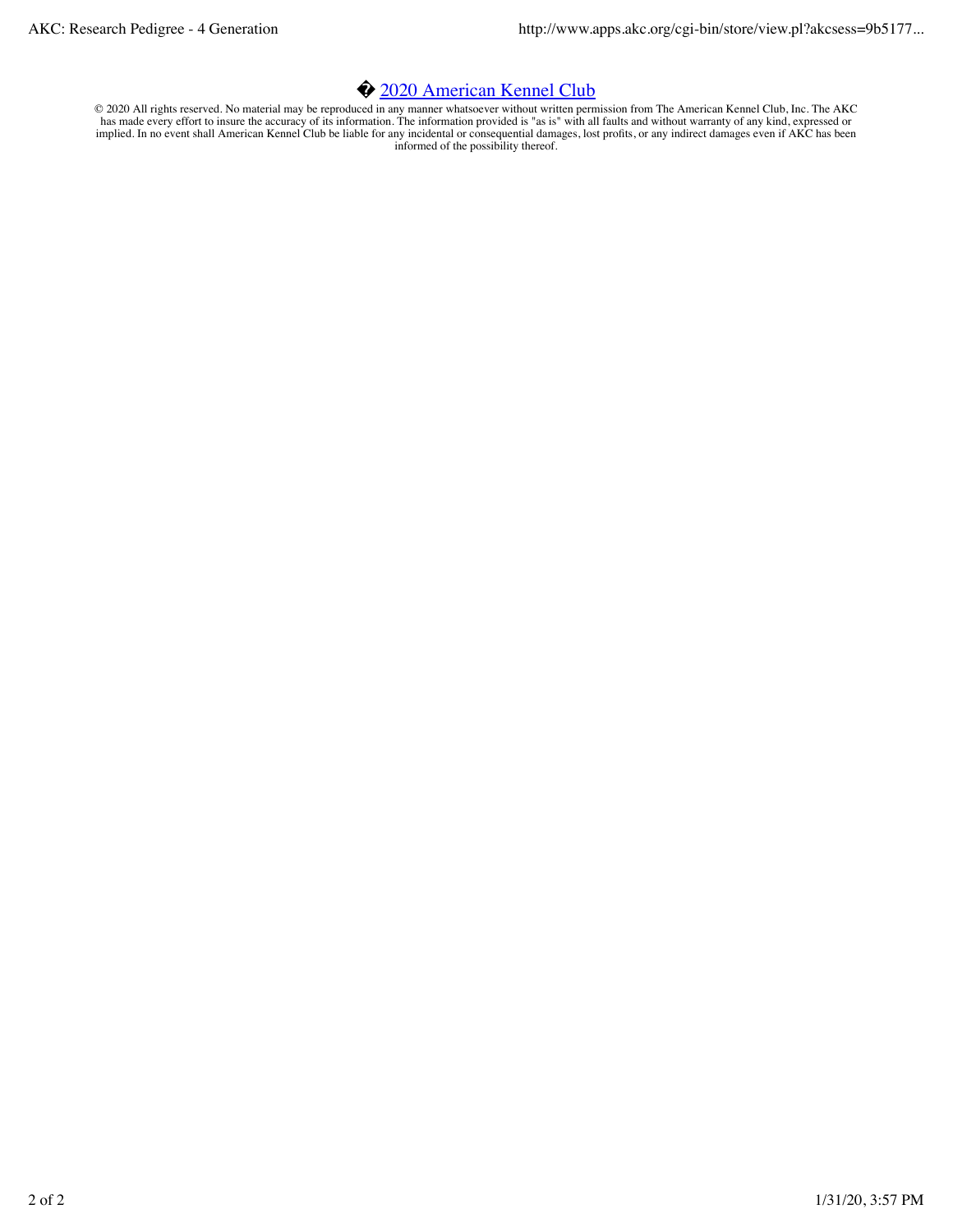� [2020 American Kennel Club]

© 2020 All rights reserved. No material may be reproduced in any manner whatsoever without written permission from The American Kennel Club, Inc. The AKC has made every effort to insure the accuracy of its information. The information provided is "as is" with all faults and without warranty of any kind, expressed or implied. In no event shall American Kennel Club be liable for any incidental or consequential damages, lost profits, or any indirect damages even if AKC has been informed of the possibility thereof.